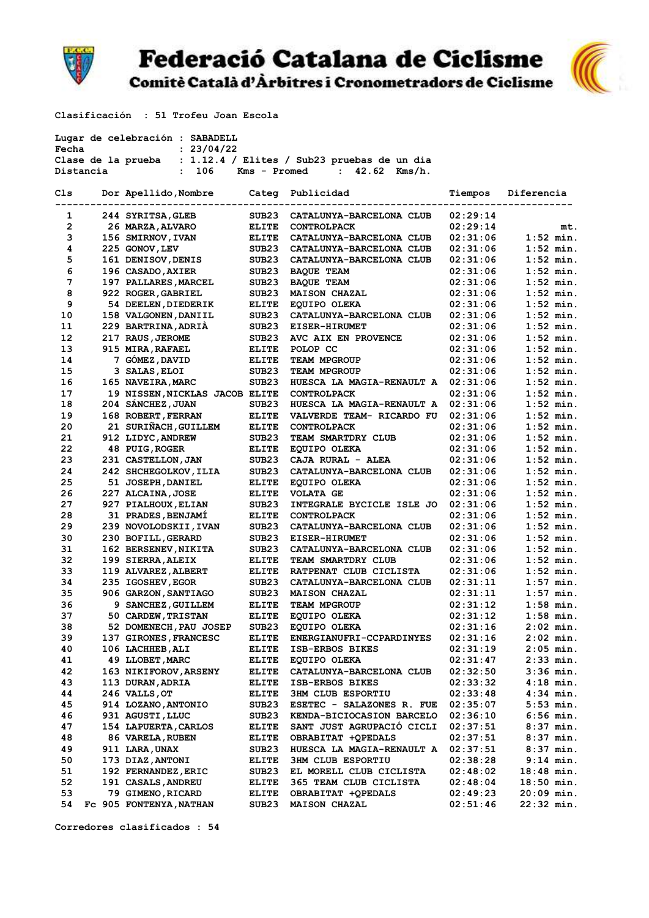# Federació Catalana de Ciclisme

## Comitè Català d'Àrbitres i Cronometradors de Ciclisme

**Clasificación : 51 Trofeu Joan Escola**

**Lugar de celebración : SABADELL**
**Fecha : 23/04/22**
**Clase de la prueba : 1.12.4 / Elites / Sub23 pruebas de un dia**
**Distancia : 106 Kms - Promed : 42.62 Kms/h.**

| Cls | Dor | Apellido,Nombre | Categ | Publicidad | Tiempos | Diferencia |
|---|---|---|---|---|---|---|
| 1 | 244 | SYRITSA,GLEB | SUB23 | CATALUNYA-BARCELONA CLUB | 02:29:14 | |
| 2 | 26 | MARZA,ALVARO | ELITE | CONTROLPACK | 02:29:14 | mt. |
| 3 | 156 | SMIRNOV,IVAN | ELITE | CATALUNYA-BARCELONA CLUB | 02:31:06 | 1:52 min. |
| 4 | 225 | GONOV,LEV | SUB23 | CATALUNYA-BARCELONA CLUB | 02:31:06 | 1:52 min. |
| 5 | 161 | DENISOV,DENIS | SUB23 | CATALUNYA-BARCELONA CLUB | 02:31:06 | 1:52 min. |
| 6 | 196 | CASADO,AXIER | SUB23 | BAQUE TEAM | 02:31:06 | 1:52 min. |
| 7 | 197 | PALLARES,MARCEL | SUB23 | BAQUE TEAM | 02:31:06 | 1:52 min. |
| 8 | 922 | ROGER,GABRIEL | SUB23 | MAISON CHAZAL | 02:31:06 | 1:52 min. |
| 9 | 54 | DEELEN,DIEDERIK | ELITE | EQUIPO OLEKA | 02:31:06 | 1:52 min. |
| 10 | 158 | VALGONEN,DANIIL | SUB23 | CATALUNYA-BARCELONA CLUB | 02:31:06 | 1:52 min. |
| 11 | 229 | BARTRINA,ADRIÀ | SUB23 | EISER-HIRUMET | 02:31:06 | 1:52 min. |
| 12 | 217 | RAUS,JEROME | SUB23 | AVC AIX EN PROVENCE | 02:31:06 | 1:52 min. |
| 13 | 915 | MIRA,RAFAEL | ELITE | POLOP CC | 02:31:06 | 1:52 min. |
| 14 | 7 | GÓMEZ,DAVID | ELITE | TEAM MPGROUP | 02:31:06 | 1:52 min. |
| 15 | 3 | SALAS,ELOI | SUB23 | TEAM MPGROUP | 02:31:06 | 1:52 min. |
| 16 | 165 | NAVEIRA,MARC | SUB23 | HUESCA LA MAGIA-RENAULT A | 02:31:06 | 1:52 min. |
| 17 | 19 | NISSEN,NICKLAS JACOB | ELITE | CONTROLPACK | 02:31:06 | 1:52 min. |
| 18 | 204 | SÁNCHEZ,JUAN | SUB23 | HUESCA LA MAGIA-RENAULT A | 02:31:06 | 1:52 min. |
| 19 | 168 | ROBERT,FERRAN | ELITE | VALVERDE TEAM- RICARDO FU | 02:31:06 | 1:52 min. |
| 20 | 21 | SURIÑACH,GUILLEM | ELITE | CONTROLPACK | 02:31:06 | 1:52 min. |
| 21 | 912 | LIDYC,ANDREW | SUB23 | TEAM SMARTDRY CLUB | 02:31:06 | 1:52 min. |
| 22 | 48 | PUIG,ROGER | ELITE | EQUIPO OLEKA | 02:31:06 | 1:52 min. |
| 23 | 231 | CASTELLON,JAN | SUB23 | CAJA RURAL - ALEA | 02:31:06 | 1:52 min. |
| 24 | 242 | SHCHEGOLKOV,ILIA | SUB23 | CATALUNYA-BARCELONA CLUB | 02:31:06 | 1:52 min. |
| 25 | 51 | JOSEPH,DANIEL | ELITE | EQUIPO OLEKA | 02:31:06 | 1:52 min. |
| 26 | 227 | ALCAINA,JOSE | ELITE | VOLATA GE | 02:31:06 | 1:52 min. |
| 27 | 927 | PIALHOUX,ELIAN | SUB23 | INTEGRALE BYCICLE ISLE JO | 02:31:06 | 1:52 min. |
| 28 | 31 | PRADES,BENJAMÍ | ELITE | CONTROLPACK | 02:31:06 | 1:52 min. |
| 29 | 239 | NOVOLODSKII,IVAN | SUB23 | CATALUNYA-BARCELONA CLUB | 02:31:06 | 1:52 min. |
| 30 | 230 | BOFILL,GERARD | SUB23 | EISER-HIRUMET | 02:31:06 | 1:52 min. |
| 31 | 162 | BERSENEV,NIKITA | SUB23 | CATALUNYA-BARCELONA CLUB | 02:31:06 | 1:52 min. |
| 32 | 199 | SIERRA,ALEIX | ELITE | TEAM SMARTDRY CLUB | 02:31:06 | 1:52 min. |
| 33 | 119 | ALVAREZ,ALBERT | ELITE | RATPENAT CLUB CICLISTA | 02:31:06 | 1:52 min. |
| 34 | 235 | IGOSHEV,EGOR | SUB23 | CATALUNYA-BARCELONA CLUB | 02:31:11 | 1:57 min. |
| 35 | 906 | GARZON,SANTIAGO | SUB23 | MAISON CHAZAL | 02:31:11 | 1:57 min. |
| 36 | 9 | SANCHEZ,GUILLEM | ELITE | TEAM MPGROUP | 02:31:12 | 1:58 min. |
| 37 | 50 | CARDEW,TRISTAN | ELITE | EQUIPO OLEKA | 02:31:12 | 1:58 min. |
| 38 | 52 | DOMENECH,PAU JOSEP | SUB23 | EQUIPO OLEKA | 02:31:16 | 2:02 min. |
| 39 | 137 | GIRONES,FRANCESC | ELITE | ENERGIANUFRI-CCPARDINYES | 02:31:16 | 2:02 min. |
| 40 | 106 | LACHHEB,ALI | ELITE | ISB-ERBOS BIKES | 02:31:19 | 2:05 min. |
| 41 | 49 | LLOBET,MARC | ELITE | EQUIPO OLEKA | 02:31:47 | 2:33 min. |
| 42 | 163 | NIKIFOROV,ARSENY | ELITE | CATALUNYA-BARCELONA CLUB | 02:32:50 | 3:36 min. |
| 43 | 113 | DURAN,ADRIA | ELITE | ISB-ERBOS BIKES | 02:33:32 | 4:18 min. |
| 44 | 246 | VALLS,OT | ELITE | 3HM CLUB ESPORTIU | 02:33:48 | 4:34 min. |
| 45 | 914 | LOZANO,ANTONIO | SUB23 | ESETEC - SALAZONES R. FUE | 02:35:07 | 5:53 min. |
| 46 | 931 | AGUSTI,LLUC | SUB23 | KENDA-BICIOCASION BARCELO | 02:36:10 | 6:56 min. |
| 47 | 154 | LAPUERTA,CARLOS | ELITE | SANT JUST AGRUPACIÓ CICLI | 02:37:51 | 8:37 min. |
| 48 | 86 | VARELA,RUBEN | ELITE | OBRABITAT +QPEDALS | 02:37:51 | 8:37 min. |
| 49 | 911 | LARA,UNAX | SUB23 | HUESCA LA MAGIA-RENAULT A | 02:37:51 | 8:37 min. |
| 50 | 173 | DIAZ,ANTONI | ELITE | 3HM CLUB ESPORTIU | 02:38:28 | 9:14 min. |
| 51 | 192 | FERNANDEZ,ERIC | SUB23 | EL MORELL CLUB CICLISTA | 02:48:02 | 18:48 min. |
| 52 | 191 | CASALS,ANDREU | ELITE | 365 TEAM CLUB CICLISTA | 02:48:04 | 18:50 min. |
| 53 | 79 | GIMENO,RICARD | ELITE | OBRABITAT +QPEDALS | 02:49:23 | 20:09 min. |
| 54 | Fc 905 | FONTENYA,NATHAN | SUB23 | MAISON CHAZAL | 02:51:46 | 22:32 min. |

**Corredores clasificados : 54**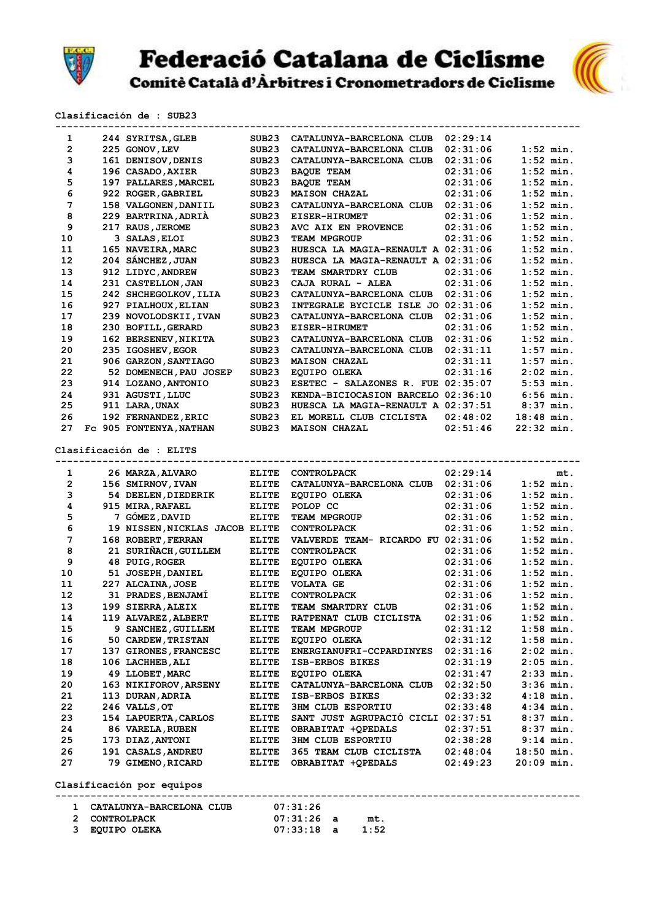# Federació Catalana de Ciclisme

## Comitè Català d'Àrbitres i Cronometradors de Ciclisme

**Clasificación de : SUB23**

| Pos | Dorsal | Nombre | Cat. | Equipo | Tiempo | Dif. |
|---|---|---|---|---|---|---|
| 1 | 244 | SYRITSA,GLEB | SUB23 | CATALUNYA-BARCELONA CLUB | 02:29:14 | |
| 2 | 225 | GONOV,LEV | SUB23 | CATALUNYA-BARCELONA CLUB | 02:31:06 | 1:52 min. |
| 3 | 161 | DENISOV,DENIS | SUB23 | CATALUNYA-BARCELONA CLUB | 02:31:06 | 1:52 min. |
| 4 | 196 | CASADO,AXIER | SUB23 | BAQUE TEAM | 02:31:06 | 1:52 min. |
| 5 | 197 | PALLARES,MARCEL | SUB23 | BAQUE TEAM | 02:31:06 | 1:52 min. |
| 6 | 922 | ROGER,GABRIEL | SUB23 | MAISON CHAZAL | 02:31:06 | 1:52 min. |
| 7 | 158 | VALGONEN,DANIIL | SUB23 | CATALUNYA-BARCELONA CLUB | 02:31:06 | 1:52 min. |
| 8 | 229 | BARTRINA,ADRIÀ | SUB23 | EISER-HIRUMET | 02:31:06 | 1:52 min. |
| 9 | 217 | RAUS,JEROME | SUB23 | AVC AIX EN PROVENCE | 02:31:06 | 1:52 min. |
| 10 | 3 | SALAS,ELOI | SUB23 | TEAM MPGROUP | 02:31:06 | 1:52 min. |
| 11 | 165 | NAVEIRA,MARC | SUB23 | HUESCA LA MAGIA-RENAULT A | 02:31:06 | 1:52 min. |
| 12 | 204 | SÁNCHEZ,JUAN | SUB23 | HUESCA LA MAGIA-RENAULT A | 02:31:06 | 1:52 min. |
| 13 | 912 | LIDYC,ANDREW | SUB23 | TEAM SMARTDRY CLUB | 02:31:06 | 1:52 min. |
| 14 | 231 | CASTELLON,JAN | SUB23 | CAJA RURAL - ALEA | 02:31:06 | 1:52 min. |
| 15 | 242 | SHCHEGOLKOV,ILIA | SUB23 | CATALUNYA-BARCELONA CLUB | 02:31:06 | 1:52 min. |
| 16 | 927 | PIALHOUX,ELIAN | SUB23 | INTEGRALE BYCICLE ISLE JO | 02:31:06 | 1:52 min. |
| 17 | 239 | NOVOLODSKII,IVAN | SUB23 | CATALUNYA-BARCELONA CLUB | 02:31:06 | 1:52 min. |
| 18 | 230 | BOFILL,GERARD | SUB23 | EISER-HIRUMET | 02:31:06 | 1:52 min. |
| 19 | 162 | BERSENEV,NIKITA | SUB23 | CATALUNYA-BARCELONA CLUB | 02:31:06 | 1:52 min. |
| 20 | 235 | IGOSHEV,EGOR | SUB23 | CATALUNYA-BARCELONA CLUB | 02:31:11 | 1:57 min. |
| 21 | 906 | GARZON,SANTIAGO | SUB23 | MAISON CHAZAL | 02:31:11 | 1:57 min. |
| 22 | 52 | DOMENECH,PAU JOSEP | SUB23 | EQUIPO OLEKA | 02:31:16 | 2:02 min. |
| 23 | 914 | LOZANO,ANTONIO | SUB23 | ESETEC - SALAZONES R. FUE | 02:35:07 | 5:53 min. |
| 24 | 931 | AGUSTI,LLUC | SUB23 | KENDA-BICIOCASION BARCELO | 02:36:10 | 6:56 min. |
| 25 | 911 | LARA,UNAX | SUB23 | HUESCA LA MAGIA-RENAULT A | 02:37:51 | 8:37 min. |
| 26 | 192 | FERNANDEZ,ERIC | SUB23 | EL MORELL CLUB CICLISTA | 02:48:02 | 18:48 min. |
| 27 | Fc 905 | FONTENYA,NATHAN | SUB23 | MAISON CHAZAL | 02:51:46 | 22:32 min. |

**Clasificación de : ELITS**

| Pos | Dorsal | Nombre | Cat. | Equipo | Tiempo | Dif. |
|---|---|---|---|---|---|---|
| 1 | 26 | MARZA,ALVARO | ELITE | CONTROLPACK | 02:29:14 | mt. |
| 2 | 156 | SMIRNOV,IVAN | ELITE | CATALUNYA-BARCELONA CLUB | 02:31:06 | 1:52 min. |
| 3 | 54 | DEELEN,DIEDERIK | ELITE | EQUIPO OLEKA | 02:31:06 | 1:52 min. |
| 4 | 915 | MIRA,RAFAEL | ELITE | POLOP CC | 02:31:06 | 1:52 min. |
| 5 | 7 | GÓMEZ,DAVID | ELITE | TEAM MPGROUP | 02:31:06 | 1:52 min. |
| 6 | 19 | NISSEN,NICKLAS JACOB | ELITE | CONTROLPACK | 02:31:06 | 1:52 min. |
| 7 | 168 | ROBERT,FERRAN | ELITE | VALVERDE TEAM- RICARDO FU | 02:31:06 | 1:52 min. |
| 8 | 21 | SURIÑACH,GUILLEM | ELITE | CONTROLPACK | 02:31:06 | 1:52 min. |
| 9 | 48 | PUIG,ROGER | ELITE | EQUIPO OLEKA | 02:31:06 | 1:52 min. |
| 10 | 51 | JOSEPH,DANIEL | ELITE | EQUIPO OLEKA | 02:31:06 | 1:52 min. |
| 11 | 227 | ALCAINA,JOSE | ELITE | VOLATA GE | 02:31:06 | 1:52 min. |
| 12 | 31 | PRADES,BENJAMÍ | ELITE | CONTROLPACK | 02:31:06 | 1:52 min. |
| 13 | 199 | SIERRA,ALEIX | ELITE | TEAM SMARTDRY CLUB | 02:31:06 | 1:52 min. |
| 14 | 119 | ALVAREZ,ALBERT | ELITE | RATPENAT CLUB CICLISTA | 02:31:06 | 1:52 min. |
| 15 | 9 | SANCHEZ,GUILLEM | ELITE | TEAM MPGROUP | 02:31:12 | 1:58 min. |
| 16 | 50 | CARDEW,TRISTAN | ELITE | EQUIPO OLEKA | 02:31:12 | 1:58 min. |
| 17 | 137 | GIRONES,FRANCESC | ELITE | ENERGIANUFRI-CCPARDINYES | 02:31:16 | 2:02 min. |
| 18 | 106 | LACHHEB,ALI | ELITE | ISB-ERBOS BIKES | 02:31:19 | 2:05 min. |
| 19 | 49 | LLOBET,MARC | ELITE | EQUIPO OLEKA | 02:31:47 | 2:33 min. |
| 20 | 163 | NIKIFOROV,ARSENY | ELITE | CATALUNYA-BARCELONA CLUB | 02:32:50 | 3:36 min. |
| 21 | 113 | DURAN,ADRIA | ELITE | ISB-ERBOS BIKES | 02:33:32 | 4:18 min. |
| 22 | 246 | VALLS,OT | ELITE | 3HM CLUB ESPORTIU | 02:33:48 | 4:34 min. |
| 23 | 154 | LAPUERTA,CARLOS | ELITE | SANT JUST AGRUPACIÓ CICLI | 02:37:51 | 8:37 min. |
| 24 | 86 | VARELA,RUBEN | ELITE | OBRABITAT +QPEDALS | 02:37:51 | 8:37 min. |
| 25 | 173 | DIAZ,ANTONI | ELITE | 3HM CLUB ESPORTIU | 02:38:28 | 9:14 min. |
| 26 | 191 | CASALS,ANDREU | ELITE | 365 TEAM CLUB CICLISTA | 02:48:04 | 18:50 min. |
| 27 | 79 | GIMENO,RICARD | ELITE | OBRABITAT +QPEDALS | 02:49:23 | 20:09 min. |

**Clasificación por equipos**

| Pos | Equipo | Tiempo | | Dif. |
|---|---|---|---|---|
| 1 | CATALUNYA-BARCELONA CLUB | 07:31:26 | | |
| 2 | CONTROLPACK | 07:31:26 | a | mt. |
| 3 | EQUIPO OLEKA | 07:33:18 | a | 1:52 |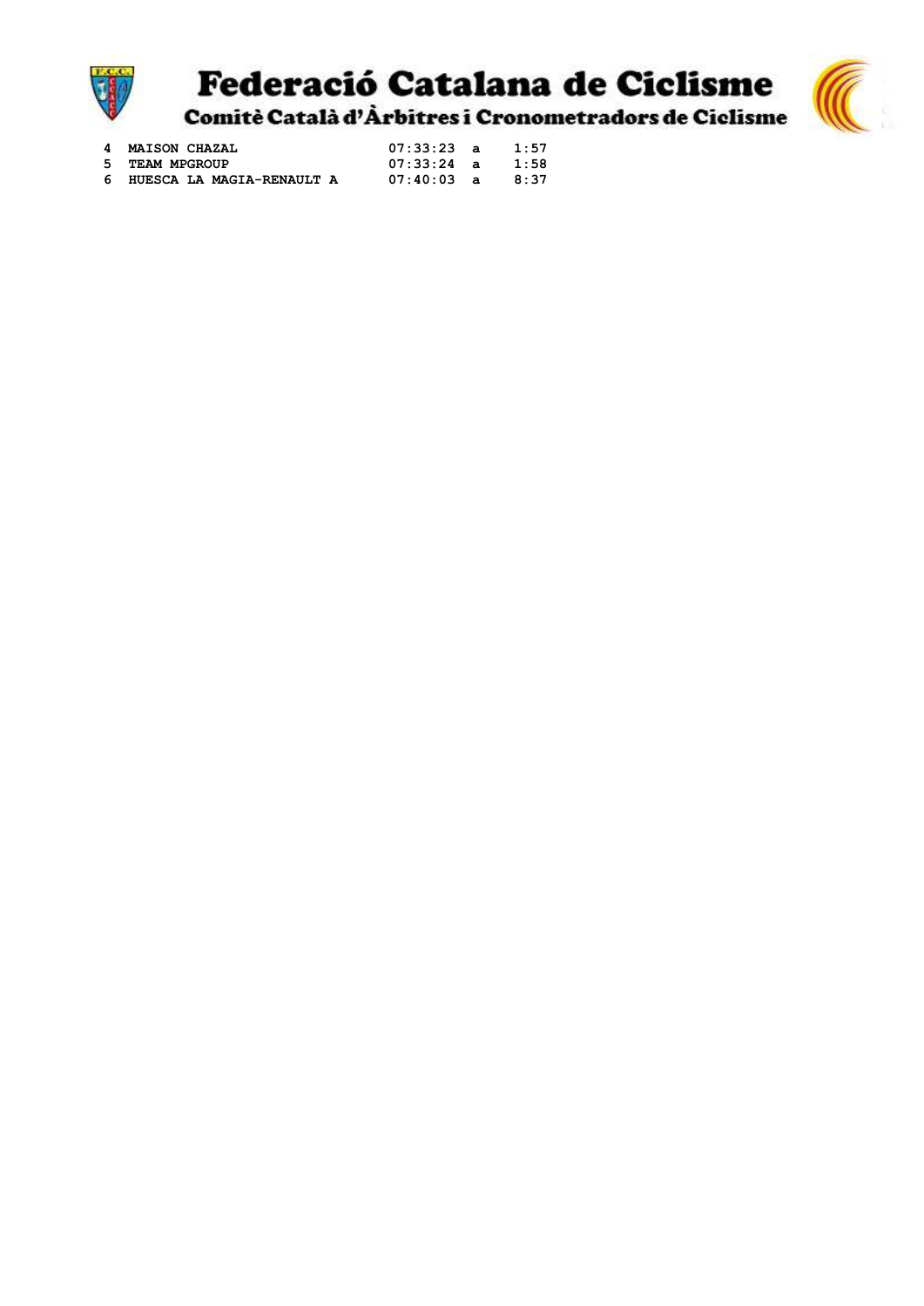| | | | | |
|---|---|---|---|---|
| 4 | MAISON CHAZAL | 07:33:23 | a | 1:57 |
| 5 | TEAM MPGROUP | 07:33:24 | a | 1:58 |
| 6 | HUESCA LA MAGIA-RENAULT A | 07:40:03 | a | 8:37 |